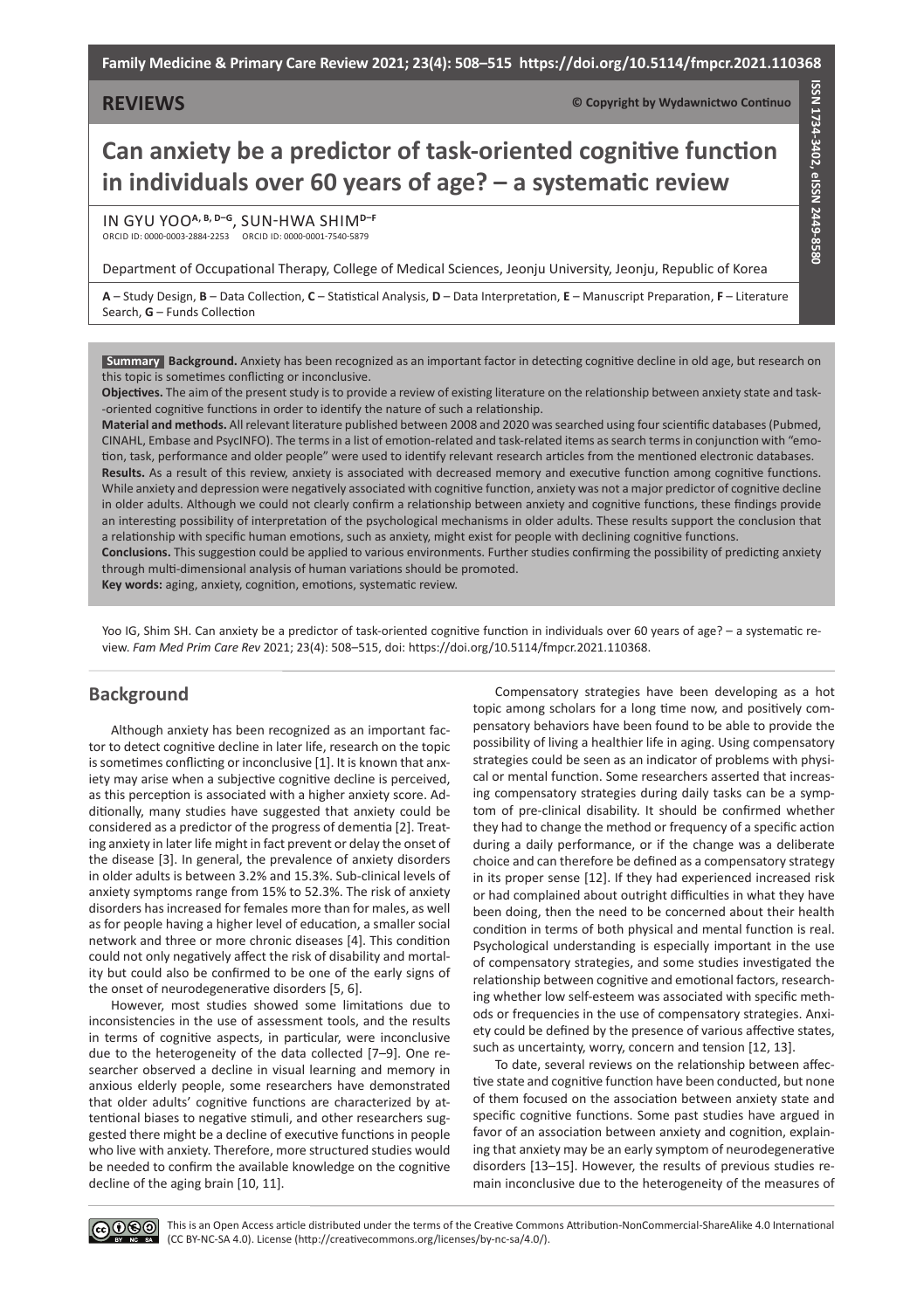## REVIEWS

© Copyright by Wydawnictwo Continuo

# Can anxiety be a predictor of task-oriented cognitive function in individuals over 60 years of age? – a systematic review

IN GYU YOO[A, B, D–G], SUN-HWA SHIM[D–F]

ORCID ID: 0000-0003-2884-2253 ORCID ID: 0000-0001-7540-5879

Department of Occupational Therapy, College of Medical Sciences, Jeonju University, Jeonju, Republic of Korea

A – Study Design, B – Data Collection, C – Statistical Analysis, D – Data Interpretation, E – Manuscript Preparation, F – Literature Search, G – Funds Collection

**Summary Background.** Anxiety has been recognized as an important factor in detecting cognitive decline in old age, but research on this topic is sometimes conflicting or inconclusive.

**Objectives.** The aim of the present study is to provide a review of existing literature on the relationship between anxiety state and task-oriented cognitive functions in order to identify the nature of such a relationship.

**Material and methods.** All relevant literature published between 2008 and 2020 was searched using four scientific databases (Pubmed, CINAHL, Embase and PsycINFO). The terms in a list of emotion-related and task-related items as search terms in conjunction with "emotion, task, performance and older people" were used to identify relevant research articles from the mentioned electronic databases.

**Results.** As a result of this review, anxiety is associated with decreased memory and executive function among cognitive functions. While anxiety and depression were negatively associated with cognitive function, anxiety was not a major predictor of cognitive decline in older adults. Although we could not clearly confirm a relationship between anxiety and cognitive functions, these findings provide an interesting possibility of interpretation of the psychological mechanisms in older adults. These results support the conclusion that a relationship with specific human emotions, such as anxiety, might exist for people with declining cognitive functions.

**Conclusions.** This suggestion could be applied to various environments. Further studies confirming the possibility of predicting anxiety through multi-dimensional analysis of human variations should be promoted.

**Key words:** aging, anxiety, cognition, emotions, systematic review.

Yoo IG, Shim SH. Can anxiety be a predictor of task-oriented cognitive function in individuals over 60 years of age? – a systematic review. *Fam Med Prim Care Rev* 2021; 23(4): 508–515, doi: https://doi.org/10.5114/fmpcr.2021.110368.

## Background

Although anxiety has been recognized as an important factor to detect cognitive decline in later life, research on the topic is sometimes conflicting or inconclusive [1]. It is known that anxiety may arise when a subjective cognitive decline is perceived, as this perception is associated with a higher anxiety score. Additionally, many studies have suggested that anxiety could be considered as a predictor of the progress of dementia [2]. Treating anxiety in later life might in fact prevent or delay the onset of the disease [3]. In general, the prevalence of anxiety disorders in older adults is between 3.2% and 15.3%. Sub-clinical levels of anxiety symptoms range from 15% to 52.3%. The risk of anxiety disorders has increased for females more than for males, as well as for people having a higher level of education, a smaller social network and three or more chronic diseases [4]. This condition could not only negatively affect the risk of disability and mortality but could also be confirmed to be one of the early signs of the onset of neurodegenerative disorders [5, 6].

However, most studies showed some limitations due to inconsistencies in the use of assessment tools, and the results in terms of cognitive aspects, in particular, were inconclusive due to the heterogeneity of the data collected [7–9]. One researcher observed a decline in visual learning and memory in anxious elderly people, some researchers have demonstrated that older adults' cognitive functions are characterized by attentional biases to negative stimuli, and other researchers suggested there might be a decline of executive functions in people who live with anxiety. Therefore, more structured studies would be needed to confirm the available knowledge on the cognitive decline of the aging brain [10, 11].

Compensatory strategies have been developing as a hot topic among scholars for a long time now, and positively compensatory behaviors have been found to be able to provide the possibility of living a healthier life in aging. Using compensatory strategies could be seen as an indicator of problems with physical or mental function. Some researchers asserted that increasing compensatory strategies during daily tasks can be a symptom of pre-clinical disability. It should be confirmed whether they had to change the method or frequency of a specific action during a daily performance, or if the change was a deliberate choice and can therefore be defined as a compensatory strategy in its proper sense [12]. If they had experienced increased risk or had complained about outright difficulties in what they have been doing, then the need to be concerned about their health condition in terms of both physical and mental function is real. Psychological understanding is especially important in the use of compensatory strategies, and some studies investigated the relationship between cognitive and emotional factors, researching whether low self-esteem was associated with specific methods or frequencies in the use of compensatory strategies. Anxiety could be defined by the presence of various affective states, such as uncertainty, worry, concern and tension [12, 13].

To date, several reviews on the relationship between affective state and cognitive function have been conducted, but none of them focused on the association between anxiety state and specific cognitive functions. Some past studies have argued in favor of an association between anxiety and cognition, explaining that anxiety may be an early symptom of neurodegenerative disorders [13–15]. However, the results of previous studies remain inconclusive due to the heterogeneity of the measures of

This is an Open Access article distributed under the terms of the Creative Commons Attribution-NonCommercial-ShareAlike 4.0 International (CC BY-NC-SA 4.0). License (http://creativecommons.org/licenses/by-nc-sa/4.0/).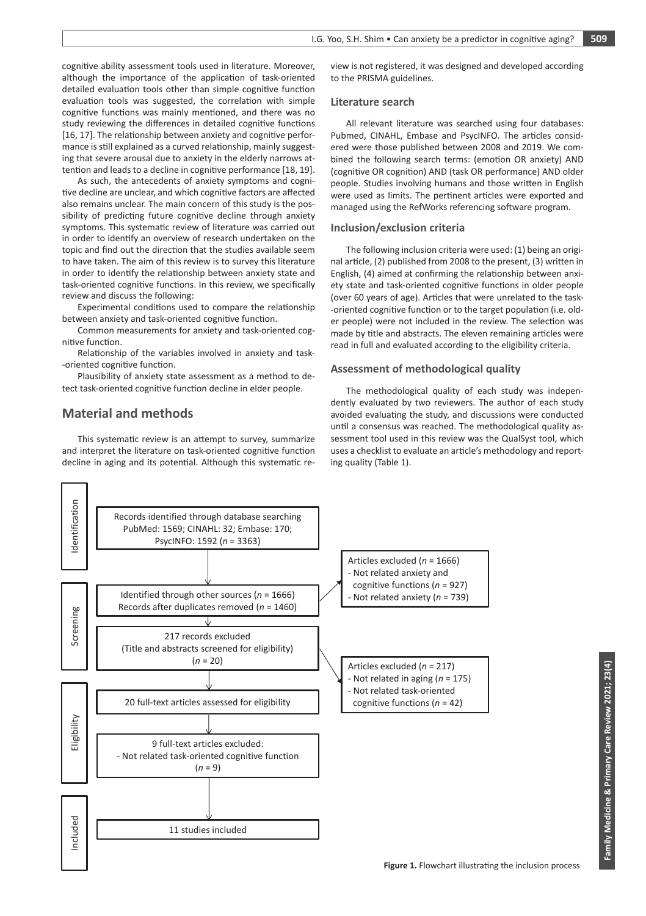cognitive ability assessment tools used in literature. Moreover, although the importance of the application of task-oriented detailed evaluation tools other than simple cognitive function evaluation tools was suggested, the correlation with simple cognitive functions was mainly mentioned, and there was no study reviewing the differences in detailed cognitive functions [16, 17]. The relationship between anxiety and cognitive performance is still explained as a curved relationship, mainly suggesting that severe arousal due to anxiety in the elderly narrows attention and leads to a decline in cognitive performance [18, 19].

As such, the antecedents of anxiety symptoms and cognitive decline are unclear, and which cognitive factors are affected also remains unclear. The main concern of this study is the possibility of predicting future cognitive decline through anxiety symptoms. This systematic review of literature was carried out in order to identify an overview of research undertaken on the topic and find out the direction that the studies available seem to have taken. The aim of this review is to survey this literature in order to identify the relationship between anxiety state and task-oriented cognitive functions. In this review, we specifically review and discuss the following:

Experimental conditions used to compare the relationship between anxiety and task-oriented cognitive function.

Common measurements for anxiety and task-oriented cognitive function.

Relationship of the variables involved in anxiety and task-oriented cognitive function.

Plausibility of anxiety state assessment as a method to detect task-oriented cognitive function decline in elder people.

## Material and methods

This systematic review is an attempt to survey, summarize and interpret the literature on task-oriented cognitive function decline in aging and its potential. Although this systematic review is not registered, it was designed and developed according to the PRISMA guidelines.

### Literature search

All relevant literature was searched using four databases: Pubmed, CINAHL, Embase and PsycINFO. The articles considered were those published between 2008 and 2019. We combined the following search terms: (emotion OR anxiety) AND (cognitive OR cognition) AND (task OR performance) AND older people. Studies involving humans and those written in English were used as limits. The pertinent articles were exported and managed using the RefWorks referencing software program.

### Inclusion/exclusion criteria

The following inclusion criteria were used: (1) being an original article, (2) published from 2008 to the present, (3) written in English, (4) aimed at confirming the relationship between anxiety state and task-oriented cognitive functions in older people (over 60 years of age). Articles that were unrelated to the task-oriented cognitive function or to the target population (i.e. older people) were not included in the review. The selection was made by title and abstracts. The eleven remaining articles were read in full and evaluated according to the eligibility criteria.

### Assessment of methodological quality

The methodological quality of each study was independently evaluated by two reviewers. The author of each study avoided evaluating the study, and discussions were conducted until a consensus was reached. The methodological quality assessment tool used in this review was the QualSyst tool, which uses a checklist to evaluate an article's methodology and reporting quality (Table 1).

**Identification**

Records identified through database searching
PubMed: 1569; CINAHL: 32; Embase: 170; PsycINFO: 1592 ($n$ = 3363)

**Screening**

Identified through other sources ($n$ = 1666)
Records after duplicates removed ($n$ = 1460)

Articles excluded ($n$ = 1666)
- Not related anxiety and cognitive functions ($n$ = 927)
- Not related anxiety ($n$ = 739)

217 records excluded
(Title and abstracts screened for eligibility)
($n$ = 20)

Articles excluded ($n$ = 217)
- Not related in aging ($n$ = 175)
- Not related task-oriented cognitive functions ($n$ = 42)

**Eligibility**

20 full-text articles assessed for eligibility

9 full-text articles excluded:
- Not related task-oriented cognitive function ($n$ = 9)

**Included**

11 studies included

**Figure 1.** Flowchart illustrating the inclusion process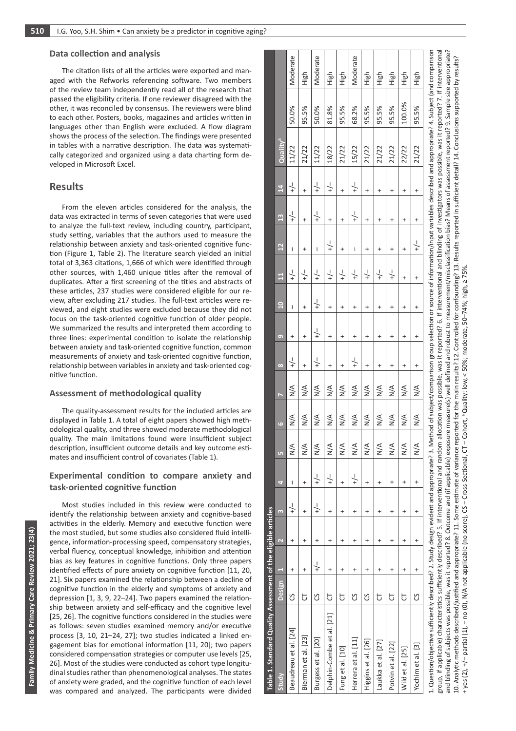## Data collection and analysis

The citation lists of all the articles were exported and managed with the Refworks referencing software. Two members of the review team independently read all of the research that passed the eligibility criteria. If one reviewer disagreed with the other, it was reconciled by consensus. The reviewers were blind to each other. Posters, books, magazines and articles written in languages other than English were excluded. A flow diagram shows the process of the selection. The findings were presented in tables with a narrative description. The data was systematically categorized and organized using a data charting form developed in Microsoft Excel.

# Results

From the eleven articles considered for the analysis, the data was extracted in terms of seven categories that were used to analyze the full-text review, including country, participant, study setting, variables that the authors used to measure the relationship between anxiety and task-oriented cognitive function (Figure 1, Table 2). The literature search yielded an initial total of 3,363 citations, 1,666 of which were identified through other sources, with 1,460 unique titles after the removal of duplicates. After a first screening of the titles and abstracts of these articles, 237 studies were considered eligible for our review, after excluding 217 studies. The full-text articles were reviewed, and eight studies were excluded because they did not focus on the task-oriented cognitive function of older people. We summarized the results and interpreted them according to three lines: experimental condition to isolate the relationship between anxiety and task-oriented cognitive function, common measurements of anxiety and task-oriented cognitive function, relationship between variables in anxiety and task-oriented cognitive function.

## Assessment of methodological quality

The quality-assessment results for the included articles are displayed in Table 1. A total of eight papers showed high methodological quality, and three showed moderate methodological quality. The main limitations found were insufficient subject description, insufficient outcome details and key outcome estimates and insufficient control of covariates (Table 1).

## Experimental condition to compare anxiety and task-oriented cognitive function

Most studies included in this review were conducted to identify the relationship between anxiety and cognitive-based activities in the elderly. Memory and executive function were the most studied, but some studies also considered fluid intelligence, information-processing speed, compensatory strategies, verbal fluency, conceptual knowledge, inhibition and attention bias as key features in cognitive functions. Only three papers identified effects of pure anxiety on cognitive function [11, 20, 21]. Six papers examined the relationship between a decline of cognitive function in the elderly and symptoms of anxiety and depression [1, 3, 9, 22–24]. Two papers examined the relationship between anxiety and self-efficacy and the cognitive level [25, 26]. The cognitive functions considered in the studies were as follows: seven studies examined memory and/or executive process [3, 10, 21–24, 27]; two studies indicated a linked engagement bias for emotional information [11, 20]; two papers considered compensation strategies or computer use levels [25, 26]. Most of the studies were conducted as cohort type longitudinal studies rather than phenomenological analyses. The states of anxiety were graded, and the cognitive function of each level was compared and analyzed. The participants were divided

**Table 1. Standard Quality Assessment of the eligible articles**

| Study | Design | 1 | 2 | 3 | 4 | 5 | 6 | 7 | 8 | 9 | 10 | 11 | 12 | 13 | 14 | Quality[a] | | |
|---|---|---|---|---|---|---|---|---|---|---|---|---|---|---|---|---|---|---|
| Beaudreau et al. [24] | CS | + | + | +/– | – | N/A | N/A | N/A | +/– | + | – | +/– | – | +/– | +/– | 11/22 | 50.0% | Moderate |
| Bierman et al. [23] | CT | + | + | + | + | N/A | N/A | N/A | + | + | + | +/– | + | + | + | 21/22 | 95.5% | High |
| Burgess et al. [20] | CS | +/– | + | +/– | +/– | N/A | N/A | N/A | +/– | +/– | +/– | +/– | – | +/– | +/– | 11/22 | 50.0% | Moderate |
| Delphin-Combe et al. [21] | CT | + | + | + | +/– | N/A | N/A | N/A | + | + | + | +/– | +/– | + | +/– | 18/22 | 81.8% | High |
| Fung et al. [10] | CT | + | + | + | + | N/A | N/A | N/A | + | + | + | +/– | + | + | + | 21/22 | 95.5% | High |
| Herrera et al. [11] | CS | + | + | + | +/– | N/A | N/A | N/A | +/– | + | + | +/– | – | +/– | +/– | 15/22 | 68.2% | Moderate |
| Higgins et al. [26] | CS | + | + | + | + | N/A | N/A | N/A | + | + | + | +/– | + | + | + | 21/22 | 95.5% | High |
| Laukka et al. [27] | CT | + | + | + | + | N/A | N/A | N/A | + | + | + | +/– | + | + | + | 21/22 | 95.5% | High |
| Potvin et al. [22] | CT | + | + | + | + | N/A | N/A | N/A | + | + | + | +/– | + | + | + | 21/22 | 95.5% | High |
| Wild et al. [25] | CT | + | + | + | + | N/A | N/A | N/A | + | + | + | + | + | + | + | 22/22 | 100.0% | High |
| Yochim et al. [3] | CS | + | + | + | + | N/A | N/A | N/A | + | + | + | + | +/– | + | + | 21/22 | 95.5% | High |

1. Question/objective sufficiently described? 2. Study design evident and appropriate? 3. Method of subject/comparison group selection or source of information/input variables described and appropriate? 4. Subject (and comparison group, if applicable) characteristics sufficiently described? 5. If interventional and random allocation was possible, was it reported? 6. If interventional and blinding of investigators was possible, was it reported? 7. If interventional and blinding of subjects was possible, was it reported? 8. Outcome and (if applicable) exposure measure(s) well defined and robust to measurement/misclassification bias? Means of assessment reported? 9. Sample size appropriate? 10. Analytic methods described/justified and appropriate? 11. Some estimate of variance reported for the main results? 12. Controlled for confounding? 13. Results reported in sufficient detail? 14. Conclusions supported by results?
+ yes (2), +/– partial (1), – no (0), N/A not applicable (no score), CS – Cross-Sectional, CT – Cohort, [a] Quality: low, < 50%; moderate, 50–74%; high, ≥ 75%.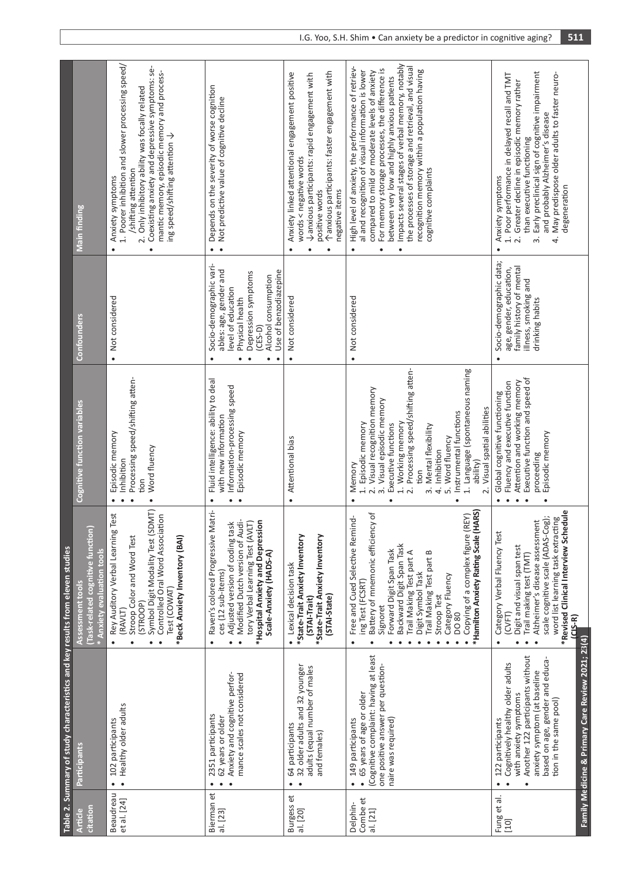Table 2. Summary of study characteristics and key results from eleven studies

| Article citation | Participants | Assessment tools (Task-related cognitive function) * Anxiety evaluation tools | Cognitive function variables | Confounders | Main finding |
|---|---|---|---|---|---|
| Beaudreau et al. [24] | • 102 participants<br>• Healthy older adults | • Rey Auditory Verbal Learning Test (RAVLT)<br>• Stroop Color and Word Test (STROOP)<br>• Symbol Digit Modality Test (SDMT)<br>• Controlled Oral Word Association Test (COWAT)<br>***Beck Anxiety Inventory (BAI)** | • Episodic memory<br>• Inhibition<br>• Processing speed/shifting attention<br>• Word fluency | • Not considered | • Anxiety symptoms<br>1. Poorer inhibition and slower processing speed//shifting attention<br>2. Only inhibitory ability was focally related<br>• Coexisting anxiety and depressive symptoms: semantic memory, episodic memory and processing speed/shifting attention ↓ |
| Bierman et al. [23] | • 2351 participants<br>• 62 years or older<br>• Anxiety and cognitive performance scales not considered | • Raven's colored Progressive Matrices (12 sub-items)<br>• Adjusted version of coding task<br>• Modified Dutch version of Auditory Verbal Learning Test (AVLT)<br>***Hospital Anxiety and Depression Scale-Anxiety (HADS-A)** | • Fluid intelligence: ability to deal with new information<br>• Information-processing speed<br>• Episodic memory | • Socio-demographic variables: age, gender and level of education<br>• Physical health<br>• Depression symptoms (CES-D)<br>• Alcohol consumption<br>• Use of benzodiazepine | • Depends on the severity of worse cognition<br>• Not predictive value of cognitive decline |
| Burgess et al. [20] | • 64 participants<br>• 32 older adults and 32 younger adults (equal number of males and females) | • Lexical decision task<br>***State-Trait Anxiety Inventory (STAI-Trait)**<br>***State-Trait Anxiety Inventory (STAI-State)** | • Attentional bias | • Not considered | • Anxiety linked attentional engagement positive words < negative words<br>• ↓anxious participants: rapid engagement with positive words<br>• ↑anxious participants: faster engagement with negative items |
| Delphin-Combe et al. [21] | • 149 participants<br>• 65 years of age or older (Cognitive complaint: having at least one positive answer per questionnaire was required) | • Free and Cued Selective Reminding Test (FCSRT)<br>• Battery of mnemonic efficiency of Signoret<br>• Forward Digit Span Task<br>• Backward Digit Span Task<br>• Trail Making Test part A<br>• Digit Symbol Task<br>• Trail Making Test part B<br>• Stroop Test<br>• Category Fluency<br>• DO 80<br>• Copying of a complex figure (REY)<br>***Hamilton Anxiety Rating Scale (HARS)** | • Memory<br>1. Episodic memory<br>2. Visual recognition memory<br>3. Visual episodic memory<br>• Executive functions<br>1. Working memory<br>2. Processing speed/shifting attention<br>3. Mental flexibility<br>4. Inhibition<br>5. Word fluency<br>• Instrumental functions<br>1. Language (spontaneous naming ability)<br>2. Visual spatial abilities | • Not considered | • High level of anxiety, the performance of retrieval and recognition of visual information is lower compared to mild or moderate levels of anxiety<br>• For memory storage processes, the difference is between very low and highly anxious patients<br>• Impacts several stages of verbal memory, notably the processes of storage and retrieval, and visual recognition memory within a population having cognitive complaints |
| Fung et al. [10] | • 122 participants<br>• Cognitively healthy older adults with anxiety symptoms<br>• Another 122 participants without anxiety symptom (at baseline based on age, gender and education in the same pool) | • Category Verbal Fluency Test (CVFT)<br>• Digit and visual span test<br>• Trail making test (TMT)<br>• Alzheimer's disease assessment scale cognitive scale (ADAS-Cog); word list learning task extracting<br>***Revised Clinical Interview Schedule (CIS-R)** | • Global cognitive functioning<br>• Fluency and executive function<br>• Attention and working memory<br>• Executive function and speed of proceeding<br>• Episodic memory | • Socio-demographic data; age, gender, education, family history of mental illness, smoking and drinking habits | • Anxiety symptoms<br>1. Poor performance in delayed recall and TMT<br>2. Greater decline in episodic memory rather than executive functioning<br>3. Early preclinical sign of cognitive impairment and probably Alzheimer's disease<br>4. May predispose older adults to faster neurodegeneration |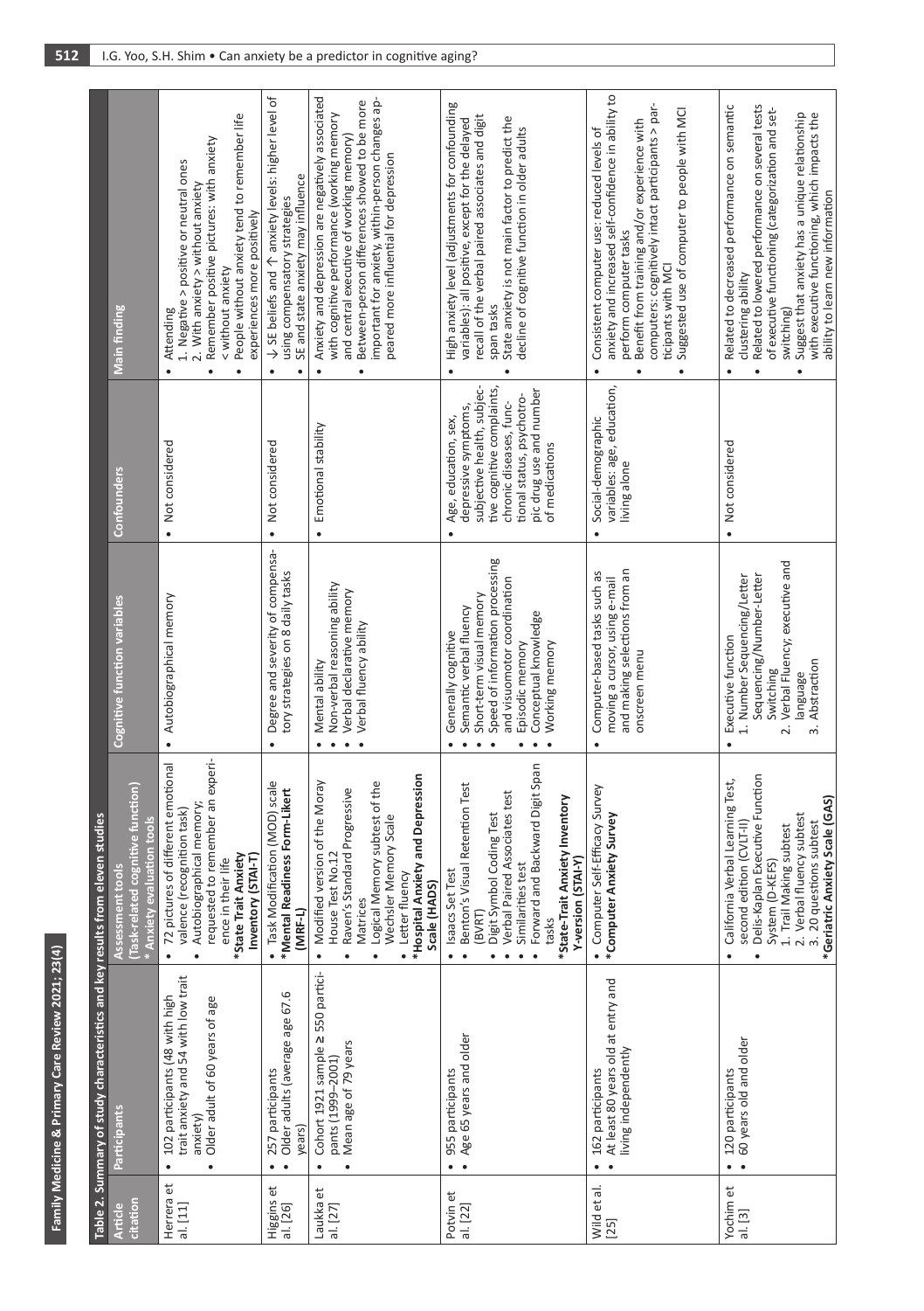Table 2. Summary of study characteristics and key results from eleven studies

| Article citation | Participants | Assessment tools (Task-related cognitive function) * Anxiety evaluation tools | Cognitive function variables | Confounders | Main finding |
|---|---|---|---|---|---|
| Herrera et al. [11] | • 102 participants (48 with high trait anxiety and 54 with low trait anxiety)<br>• Older adult of 60 years of age | • 72 pictures of different emotional valence (recognition task)<br>• Autobiographical memory; requested to remember an experience in their life<br>***State Trait Anxiety Inventory (STAI-T)** | • Autobiographical memory | • Not considered | • Attending<br>1. Negative > positive or neutral ones<br>2. With anxiety > without anxiety<br>• Remember positive pictures: with anxiety < without anxiety<br>• People without anxiety tend to remember life experiences more positively |
| Higgins et al. [26] | • 257 participants<br>• Older adults (average age 67.6 years) | • Task Modification (MOD) scale<br>***Mental Readiness Form-Likert (MRF-L)** | • Degree and severity of compensatory strategies on 8 daily tasks | • Not considered | • ↓ SE beliefs and ↑ anxiety levels: higher level of using compensatory strategies<br>• SE and state anxiety may influence |
| Laukka et al. [27] | • Cohort 1921 sample ≥ 550 participants (1999–2001)<br>• Mean age of 79 years | • Modified version of the Moray House Test No.12<br>• Raven's Standard Progressive Matrices<br>• Logical Memory subtest of the Wechsler Memory Scale<br>• Letter fluency<br>***Hospital Anxiety and Depression Scale (HADS)** | • Mental ability<br>• Non-verbal reasoning ability<br>• Verbal declarative memory<br>• Verbal fluency ability | • Emotional stability | • Anxiety and depression are negatively associated with cognitive performance (working memory and central executive of working memory)<br>• Between-person differences showed to be more important for anxiety, within-person changes appeared more influential for depression |
| Potvin et al. [22] | • 955 participants<br>• Age 65 years and older | • Isaacs Set Test<br>• Benton's Visual Retention Test (BVRT)<br>• Digit Symbol Coding Test<br>• Verbal Paired Associates test<br>• Similarities test<br>• Forward and Backward Digit Span tasks<br>***State-Trait Anxiety Inventory Y-version (STAI-Y)** | • Generally cognitive<br>• Semantic verbal fluency<br>• Short-term visual memory<br>• Speed of information processing and visuomotor coordination<br>• Episodic memory<br>• Conceptual knowledge<br>• Working memory | • Age, education, sex, depressive symptoms, subjective health, subjective cognitive complaints, chronic diseases, functional status, psychotropic drug use and number of medications | • High anxiety level (adjustments for confounding variables): all positive, except for the delayed recall of the verbal paired associates and digit span tasks<br>• State anxiety is not main factor to predict the decline of cognitive function in older adults |
| Wild et al. [25] | • 162 participants<br>• At least 80 years old at entry and living independently | • Computer Self-Efficacy Survey<br>***Computer Anxiety Survey** | • Computer-based tasks such as moving a cursor, using e-mail and making selections from an onscreen menu | • Social-demographic variables: age, education, living alone | • Consistent computer use: reduced levels of anxiety and increased self-confidence in ability to perform computer tasks<br>• Benefit from training and/or experience with computers: cognitively intact participants > participants with MCI<br>• Suggested use of computer to people with MCI |
| Yochim et al. [3] | • 120 participants<br>• 60 years old and older | • California Verbal Learning Test, second edition (CVLT-II)<br>• Delis-Kaplan Executive Function System (D-KEFS)<br>1. Trail Making subtest<br>2. Verbal fluency subtest<br>3. 20 questions subtest<br>***Geriatric Anxiety Scale (GAS)** | • Executive function<br>1. Number Sequencing/Letter Sequencing/Number-Letter Switching<br>2. Verbal Fluency; executive and language<br>3. Abstraction | • Not considered | • Related to decreased performance on semantic clustering ability<br>• Related to lowered performance on several tests of executive functioning (categorization and set-switching)<br>• Suggest that anxiety has a unique relationship with executive functioning, which impacts the ability to learn new information |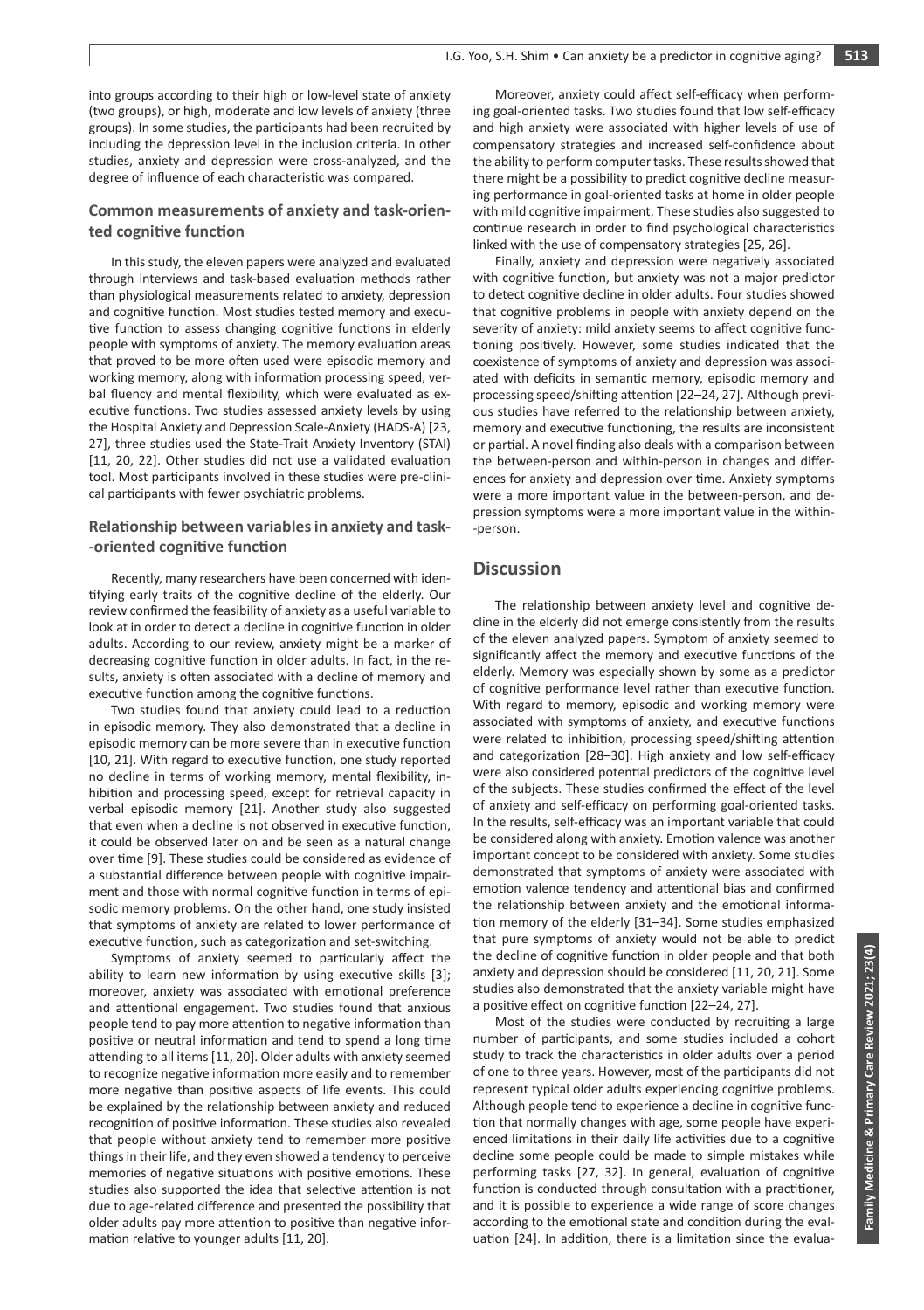into groups according to their high or low-level state of anxiety (two groups), or high, moderate and low levels of anxiety (three groups). In some studies, the participants had been recruited by including the depression level in the inclusion criteria. In other studies, anxiety and depression were cross-analyzed, and the degree of influence of each characteristic was compared.

### Common measurements of anxiety and task-oriented cognitive function

In this study, the eleven papers were analyzed and evaluated through interviews and task-based evaluation methods rather than physiological measurements related to anxiety, depression and cognitive function. Most studies tested memory and executive function to assess changing cognitive functions in elderly people with symptoms of anxiety. The memory evaluation areas that proved to be more often used were episodic memory and working memory, along with information processing speed, verbal fluency and mental flexibility, which were evaluated as executive functions. Two studies assessed anxiety levels by using the Hospital Anxiety and Depression Scale-Anxiety (HADS-A) [23, 27], three studies used the State-Trait Anxiety Inventory (STAI) [11, 20, 22]. Other studies did not use a validated evaluation tool. Most participants involved in these studies were pre-clinical participants with fewer psychiatric problems.

### Relationship between variables in anxiety and task-oriented cognitive function

Recently, many researchers have been concerned with identifying early traits of the cognitive decline of the elderly. Our review confirmed the feasibility of anxiety as a useful variable to look at in order to detect a decline in cognitive function in older adults. According to our review, anxiety might be a marker of decreasing cognitive function in older adults. In fact, in the results, anxiety is often associated with a decline of memory and executive function among the cognitive functions.

Two studies found that anxiety could lead to a reduction in episodic memory. They also demonstrated that a decline in episodic memory can be more severe than in executive function [10, 21]. With regard to executive function, one study reported no decline in terms of working memory, mental flexibility, inhibition and processing speed, except for retrieval capacity in verbal episodic memory [21]. Another study also suggested that even when a decline is not observed in executive function, it could be observed later on and be seen as a natural change over time [9]. These studies could be considered as evidence of a substantial difference between people with cognitive impairment and those with normal cognitive function in terms of episodic memory problems. On the other hand, one study insisted that symptoms of anxiety are related to lower performance of executive function, such as categorization and set-switching.

Symptoms of anxiety seemed to particularly affect the ability to learn new information by using executive skills [3]; moreover, anxiety was associated with emotional preference and attentional engagement. Two studies found that anxious people tend to pay more attention to negative information than positive or neutral information and tend to spend a long time attending to all items [11, 20]. Older adults with anxiety seemed to recognize negative information more easily and to remember more negative than positive aspects of life events. This could be explained by the relationship between anxiety and reduced recognition of positive information. These studies also revealed that people without anxiety tend to remember more positive things in their life, and they even showed a tendency to perceive memories of negative situations with positive emotions. These studies also supported the idea that selective attention is not due to age-related difference and presented the possibility that older adults pay more attention to positive than negative information relative to younger adults [11, 20].

Moreover, anxiety could affect self-efficacy when performing goal-oriented tasks. Two studies found that low self-efficacy and high anxiety were associated with higher levels of use of compensatory strategies and increased self-confidence about the ability to perform computer tasks. These results showed that there might be a possibility to predict cognitive decline measuring performance in goal-oriented tasks at home in older people with mild cognitive impairment. These studies also suggested to continue research in order to find psychological characteristics linked with the use of compensatory strategies [25, 26].

Finally, anxiety and depression were negatively associated with cognitive function, but anxiety was not a major predictor to detect cognitive decline in older adults. Four studies showed that cognitive problems in people with anxiety depend on the severity of anxiety: mild anxiety seems to affect cognitive functioning positively. However, some studies indicated that the coexistence of symptoms of anxiety and depression was associated with deficits in semantic memory, episodic memory and processing speed/shifting attention [22–24, 27]. Although previous studies have referred to the relationship between anxiety, memory and executive functioning, the results are inconsistent or partial. A novel finding also deals with a comparison between the between-person and within-person in changes and differences for anxiety and depression over time. Anxiety symptoms were a more important value in the between-person, and depression symptoms were a more important value in the within-person.

## Discussion

The relationship between anxiety level and cognitive decline in the elderly did not emerge consistently from the results of the eleven analyzed papers. Symptom of anxiety seemed to significantly affect the memory and executive functions of the elderly. Memory was especially shown by some as a predictor of cognitive performance level rather than executive function. With regard to memory, episodic and working memory were associated with symptoms of anxiety, and executive functions were related to inhibition, processing speed/shifting attention and categorization [28–30]. High anxiety and low self-efficacy were also considered potential predictors of the cognitive level of the subjects. These studies confirmed the effect of the level of anxiety and self-efficacy on performing goal-oriented tasks. In the results, self-efficacy was an important variable that could be considered along with anxiety. Emotion valence was another important concept to be considered with anxiety. Some studies demonstrated that symptoms of anxiety were associated with emotion valence tendency and attentional bias and confirmed the relationship between anxiety and the emotional information memory of the elderly [31–34]. Some studies emphasized that pure symptoms of anxiety would not be able to predict the decline of cognitive function in older people and that both anxiety and depression should be considered [11, 20, 21]. Some studies also demonstrated that the anxiety variable might have a positive effect on cognitive function [22–24, 27].

Most of the studies were conducted by recruiting a large number of participants, and some studies included a cohort study to track the characteristics in older adults over a period of one to three years. However, most of the participants did not represent typical older adults experiencing cognitive problems. Although people tend to experience a decline in cognitive function that normally changes with age, some people have experienced limitations in their daily life activities due to a cognitive decline some people could be made to simple mistakes while performing tasks [27, 32]. In general, evaluation of cognitive function is conducted through consultation with a practitioner, and it is possible to experience a wide range of score changes according to the emotional state and condition during the evaluation [24]. In addition, there is a limitation since the evalua-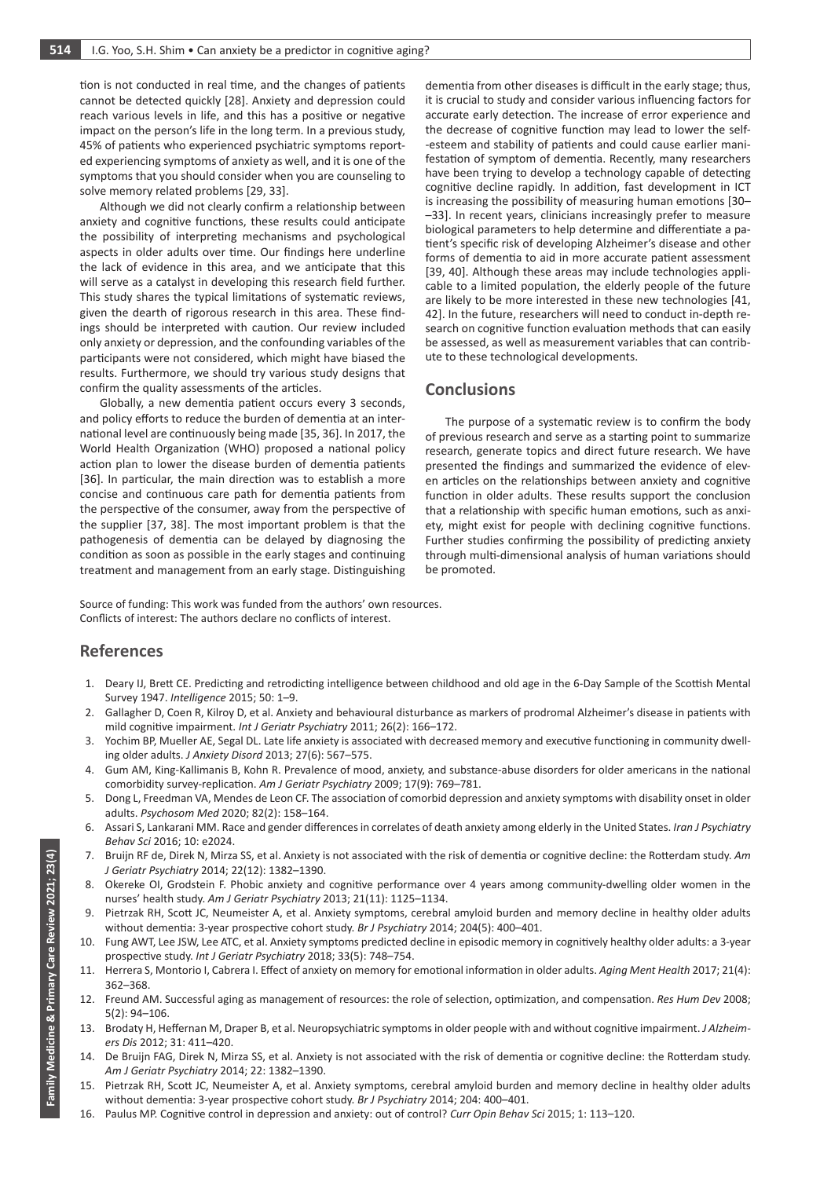tion is not conducted in real time, and the changes of patients cannot be detected quickly [28]. Anxiety and depression could reach various levels in life, and this has a positive or negative impact on the person's life in the long term. In a previous study, 45% of patients who experienced psychiatric symptoms reported experiencing symptoms of anxiety as well, and it is one of the symptoms that you should consider when you are counseling to solve memory related problems [29, 33].

Although we did not clearly confirm a relationship between anxiety and cognitive functions, these results could anticipate the possibility of interpreting mechanisms and psychological aspects in older adults over time. Our findings here underline the lack of evidence in this area, and we anticipate that this will serve as a catalyst in developing this research field further. This study shares the typical limitations of systematic reviews, given the dearth of rigorous research in this area. These findings should be interpreted with caution. Our review included only anxiety or depression, and the confounding variables of the participants were not considered, which might have biased the results. Furthermore, we should try various study designs that confirm the quality assessments of the articles.

Globally, a new dementia patient occurs every 3 seconds, and policy efforts to reduce the burden of dementia at an international level are continuously being made [35, 36]. In 2017, the World Health Organization (WHO) proposed a national policy action plan to lower the disease burden of dementia patients [36]. In particular, the main direction was to establish a more concise and continuous care path for dementia patients from the perspective of the consumer, away from the perspective of the supplier [37, 38]. The most important problem is that the pathogenesis of dementia can be delayed by diagnosing the condition as soon as possible in the early stages and continuing treatment and management from an early stage. Distinguishing dementia from other diseases is difficult in the early stage; thus, it is crucial to study and consider various influencing factors for accurate early detection. The increase of error experience and the decrease of cognitive function may lead to lower the self-esteem and stability of patients and could cause earlier manifestation of symptom of dementia. Recently, many researchers have been trying to develop a technology capable of detecting cognitive decline rapidly. In addition, fast development in ICT is increasing the possibility of measuring human emotions [30–33]. In recent years, clinicians increasingly prefer to measure biological parameters to help determine and differentiate a patient's specific risk of developing Alzheimer's disease and other forms of dementia to aid in more accurate patient assessment [39, 40]. Although these areas may include technologies applicable to a limited population, the elderly people of the future are likely to be more interested in these new technologies [41, 42]. In the future, researchers will need to conduct in-depth research on cognitive function evaluation methods that can easily be assessed, as well as measurement variables that can contribute to these technological developments.

## Conclusions

The purpose of a systematic review is to confirm the body of previous research and serve as a starting point to summarize research, generate topics and direct future research. We have presented the findings and summarized the evidence of eleven articles on the relationships between anxiety and cognitive function in older adults. These results support the conclusion that a relationship with specific human emotions, such as anxiety, might exist for people with declining cognitive functions. Further studies confirming the possibility of predicting anxiety through multi-dimensional analysis of human variations should be promoted.

Source of funding: This work was funded from the authors' own resources.
Conflicts of interest: The authors declare no conflicts of interest.

## References

1. Deary IJ, Brett CE. Predicting and retrodicting intelligence between childhood and old age in the 6-Day Sample of the Scottish Mental Survey 1947. *Intelligence* 2015; 50: 1–9.
2. Gallagher D, Coen R, Kilroy D, et al. Anxiety and behavioural disturbance as markers of prodromal Alzheimer's disease in patients with mild cognitive impairment. *Int J Geriatr Psychiatry* 2011; 26(2): 166–172.
3. Yochim BP, Mueller AE, Segal DL. Late life anxiety is associated with decreased memory and executive functioning in community dwelling older adults. *J Anxiety Disord* 2013; 27(6): 567–575.
4. Gum AM, King-Kallimanis B, Kohn R. Prevalence of mood, anxiety, and substance-abuse disorders for older americans in the national comorbidity survey-replication. *Am J Geriatr Psychiatry* 2009; 17(9): 769–781.
5. Dong L, Freedman VA, Mendes de Leon CF. The association of comorbid depression and anxiety symptoms with disability onset in older adults. *Psychosom Med* 2020; 82(2): 158–164.
6. Assari S, Lankarani MM. Race and gender differences in correlates of death anxiety among elderly in the United States. *Iran J Psychiatry Behav Sci* 2016; 10: e2024.
7. Bruijn RF de, Direk N, Mirza SS, et al. Anxiety is not associated with the risk of dementia or cognitive decline: the Rotterdam study. *Am J Geriatr Psychiatry* 2014; 22(12): 1382–1390.
8. Okereke OI, Grodstein F. Phobic anxiety and cognitive performance over 4 years among community-dwelling older women in the nurses' health study. *Am J Geriatr Psychiatry* 2013; 21(11): 1125–1134.
9. Pietrzak RH, Scott JC, Neumeister A, et al. Anxiety symptoms, cerebral amyloid burden and memory decline in healthy older adults without dementia: 3-year prospective cohort study. *Br J Psychiatry* 2014; 204(5): 400–401.
10. Fung AWT, Lee JSW, Lee ATC, et al. Anxiety symptoms predicted decline in episodic memory in cognitively healthy older adults: a 3-year prospective study. *Int J Geriatr Psychiatry* 2018; 33(5): 748–754.
11. Herrera S, Montorio I, Cabrera I. Effect of anxiety on memory for emotional information in older adults. *Aging Ment Health* 2017; 21(4): 362–368.
12. Freund AM. Successful aging as management of resources: the role of selection, optimization, and compensation. *Res Hum Dev* 2008; 5(2): 94–106.
13. Brodaty H, Heffernan M, Draper B, et al. Neuropsychiatric symptoms in older people with and without cognitive impairment. *J Alzheimers Dis* 2012; 31: 411–420.
14. De Bruijn FAG, Direk N, Mirza SS, et al. Anxiety is not associated with the risk of dementia or cognitive decline: the Rotterdam study. *Am J Geriatr Psychiatry* 2014; 22: 1382–1390.
15. Pietrzak RH, Scott JC, Neumeister A, et al. Anxiety symptoms, cerebral amyloid burden and memory decline in healthy older adults without dementia: 3-year prospective cohort study. *Br J Psychiatry* 2014; 204: 400–401.
16. Paulus MP. Cognitive control in depression and anxiety: out of control? *Curr Opin Behav Sci* 2015; 1: 113–120.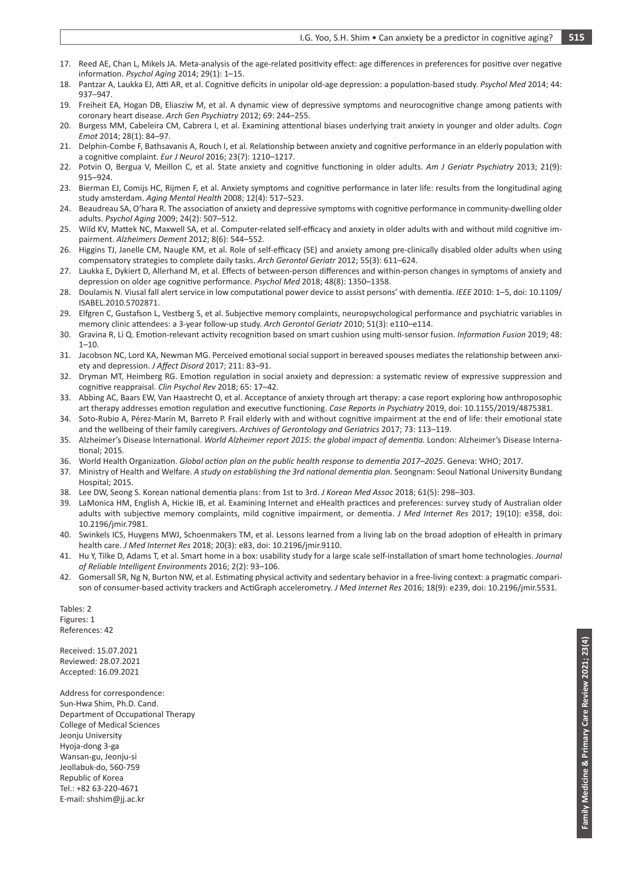17. Reed AE, Chan L, Mikels JA. Meta-analysis of the age-related positivity effect: age differences in preferences for positive over negative information. *Psychol Aging* 2014; 29(1): 1–15.
18. Pantzar A, Laukka EJ, Atti AR, et al. Cognitive deficits in unipolar old-age depression: a population-based study. *Psychol Med* 2014; 44: 937–947.
19. Freiheit EA, Hogan DB, Eliasziw M, et al. A dynamic view of depressive symptoms and neurocognitive change among patients with coronary heart disease. *Arch Gen Psychiatry* 2012; 69: 244–255.
20. Burgess MM, Cabeleira CM, Cabrera I, et al. Examining attentional biases underlying trait anxiety in younger and older adults. *Cogn Emot* 2014; 28(1): 84–97.
21. Delphin-Combe F, Bathsavanis A, Rouch I, et al. Relationship between anxiety and cognitive performance in an elderly population with a cognitive complaint. *Eur J Neurol* 2016; 23(7): 1210–1217.
22. Potvin O, Bergua V, Meillon C, et al. State anxiety and cognitive functioning in older adults. *Am J Geriatr Psychiatry* 2013; 21(9): 915–924.
23. Bierman EJ, Comijs HC, Rijmen F, et al. Anxiety symptoms and cognitive performance in later life: results from the longitudinal aging study amsterdam. *Aging Mental Health* 2008; 12(4): 517–523.
24. Beaudreau SA, O'hara R. The association of anxiety and depressive symptoms with cognitive performance in community-dwelling older adults. *Psychol Aging* 2009; 24(2): 507–512.
25. Wild KV, Mattek NC, Maxwell SA, et al. Computer-related self-efficacy and anxiety in older adults with and without mild cognitive impairment. *Alzheimers Dement* 2012; 8(6): 544–552.
26. Higgins TJ, Janelle CM, Naugle KM, et al. Role of self-efficacy (SE) and anxiety among pre-clinically disabled older adults when using compensatory strategies to complete daily tasks. *Arch Gerontol Geriatr* 2012; 55(3): 611–624.
27. Laukka E, Dykiert D, Allerhand M, et al. Effects of between-person differences and within-person changes in symptoms of anxiety and depression on older age cognitive performance. *Psychol Med* 2018; 48(8): 1350–1358.
28. Doulamis N. Viusal fall alert service in low computational power device to assist persons' with dementia. *IEEE* 2010: 1–5, doi: 10.1109/ISABEL.2010.5702871.
29. Elfgren C, Gustafson L, Vestberg S, et al. Subjective memory complaints, neuropsychological performance and psychiatric variables in memory clinic attendees: a 3-year follow-up study. *Arch Gerontol Geriatr* 2010; 51(3): e110–e114.
30. Gravina R, Li Q. Emotion-relevant activity recognition based on smart cushion using multi-sensor fusion. *Information Fusion* 2019; 48: 1–10.
31. Jacobson NC, Lord KA, Newman MG. Perceived emotional social support in bereaved spouses mediates the relationship between anxiety and depression. *J Affect Disord* 2017; 211: 83–91.
32. Dryman MT, Heimberg RG. Emotion regulation in social anxiety and depression: a systematic review of expressive suppression and cognitive reappraisal. *Clin Psychol Rev* 2018; 65: 17–42.
33. Abbing AC, Baars EW, Van Haastrecht O, et al. Acceptance of anxiety through art therapy: a case report exploring how anthroposophic art therapy addresses emotion regulation and executive functioning. *Case Reports in Psychiatry* 2019, doi: 10.1155/2019/4875381.
34. Soto-Rubio A, Pérez-Marín M, Barreto P. Frail elderly with and without cognitive impairment at the end of life: their emotional state and the wellbeing of their family caregivers. *Archives of Gerontology and Geriatrics* 2017; 73: 113–119.
35. Alzheimer's Disease International. *World Alzheimer report 2015*: *the global impact of dementia.* London: Alzheimer's Disease International; 2015.
36. World Health Organization. *Global action plan on the public health response to dementia 2017–2025*. Geneva: WHO; 2017.
37. Ministry of Health and Welfare. *A study on establishing the 3rd national dementia plan.* Seongnam: Seoul National University Bundang Hospital; 2015.
38. Lee DW, Seong S. Korean national dementia plans: from 1st to 3rd. *J Korean Med Assoc* 2018; 61(5): 298–303.
39. LaMonica HM, English A, Hickie IB, et al. Examining Internet and eHealth practices and preferences: survey study of Australian older adults with subjective memory complaints, mild cognitive impairment, or dementia. *J Med Internet Res* 2017; 19(10): e358, doi: 10.2196/jmir.7981.
40. Swinkels ICS, Huygens MWJ, Schoenmakers TM, et al. Lessons learned from a living lab on the broad adoption of eHealth in primary health care. *J Med Internet Res* 2018; 20(3): e83, doi: 10.2196/jmir.9110.
41. Hu Y, Tilke D, Adams T, et al. Smart home in a box: usability study for a large scale self-installation of smart home technologies. *Journal of Reliable Intelligent Environments* 2016; 2(2): 93–106.
42. Gomersall SR, Ng N, Burton NW, et al. Estimating physical activity and sedentary behavior in a free-living context: a pragmatic comparison of consumer-based activity trackers and ActiGraph accelerometry. *J Med Internet Res* 2016; 18(9): e239, doi: 10.2196/jmir.5531.

Tables: 2
Figures: 1
References: 42

Received: 15.07.2021
Reviewed: 28.07.2021
Accepted: 16.09.2021

Address for correspondence:
Sun-Hwa Shim, Ph.D. Cand.
Department of Occupational Therapy
College of Medical Sciences
Jeonju University
Hyoja-dong 3-ga
Wansan-gu, Jeonju-si
Jeollabuk-do, 560-759
Republic of Korea
Tel.: +82 63-220-4671
E-mail: shshim@jj.ac.kr